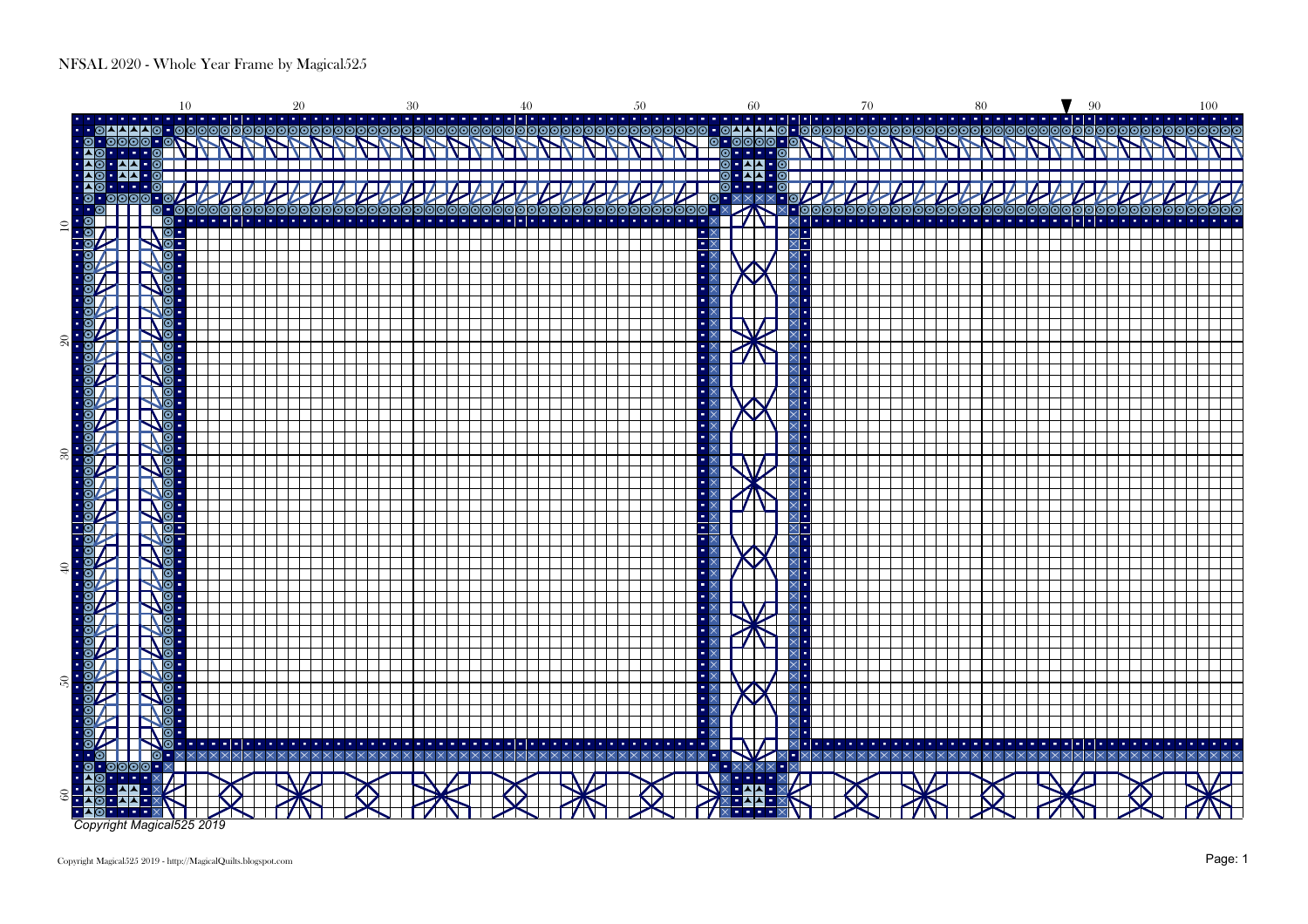NFSAL 2020 - Whole Year Frame by Magical525

Copyright Magical525 2019

Copyright Magical525 2019 - http://MagicalQuilts.blogspot.com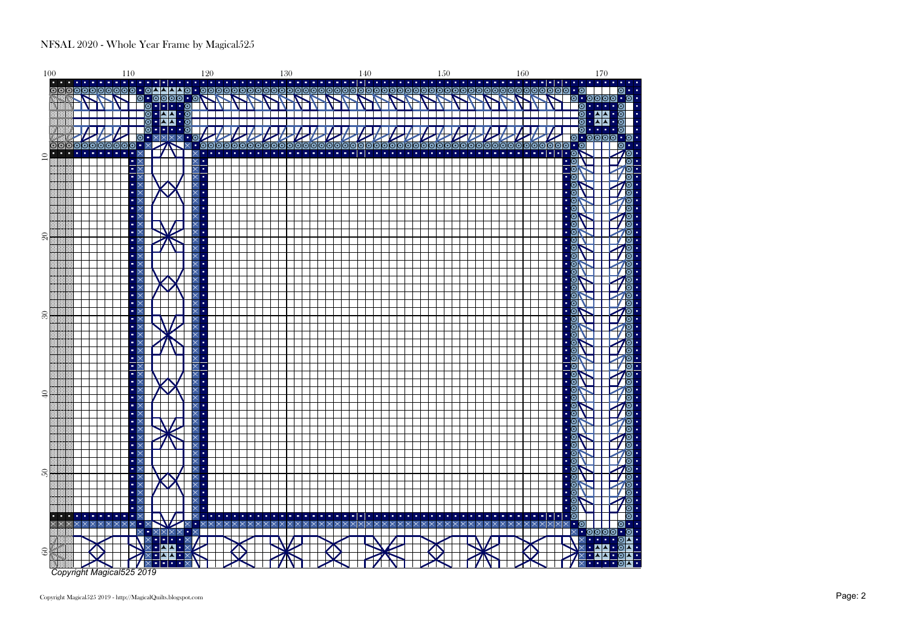NFSAL 2020 - Whole Year Frame by Magical525

Copyright Magical525 2019

Copyright Magical525 2019 - http://MagicalQuilts.blogspot.com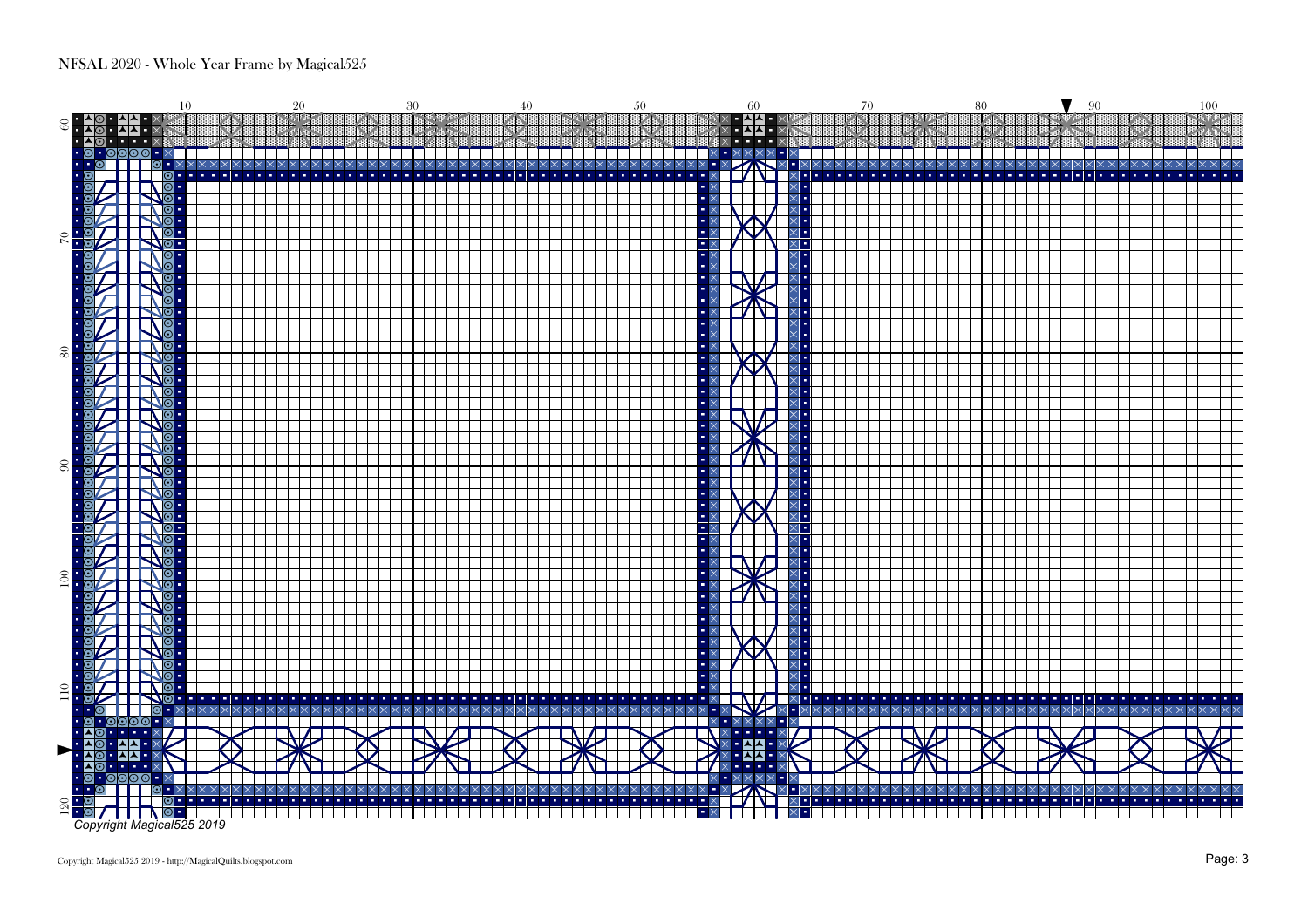NFSAL 2020 - Whole Year Frame by Magical525

Copyright Magical525 2019

Copyright Magical525 2019 - http://MagicalQuilts.blogspot.com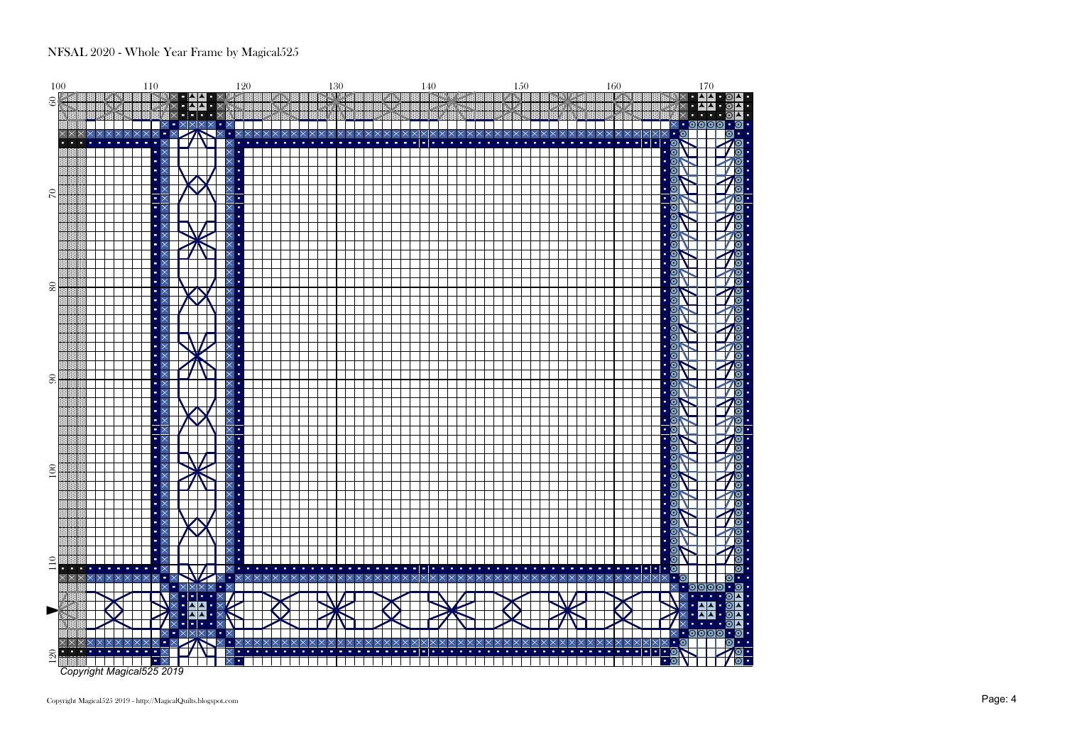NFSAL 2020 - Whole Year Frame by Magical525

Copyright Magical525 2019

Copyright Magical525 2019 - http://MagicalQuilts.blogspot.com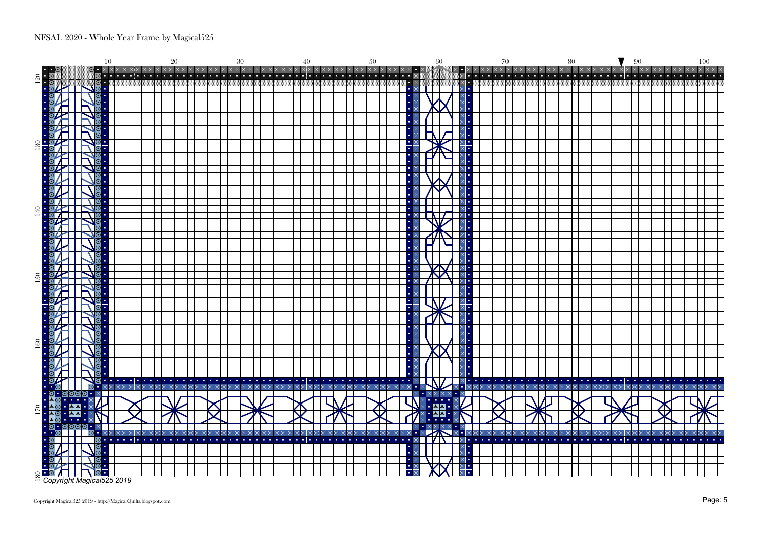NFSAL 2020 - Whole Year Frame by Magical525

Copyright Magical525 2019

Copyright Magical525 2019 - http://MagicalQuilts.blogspot.com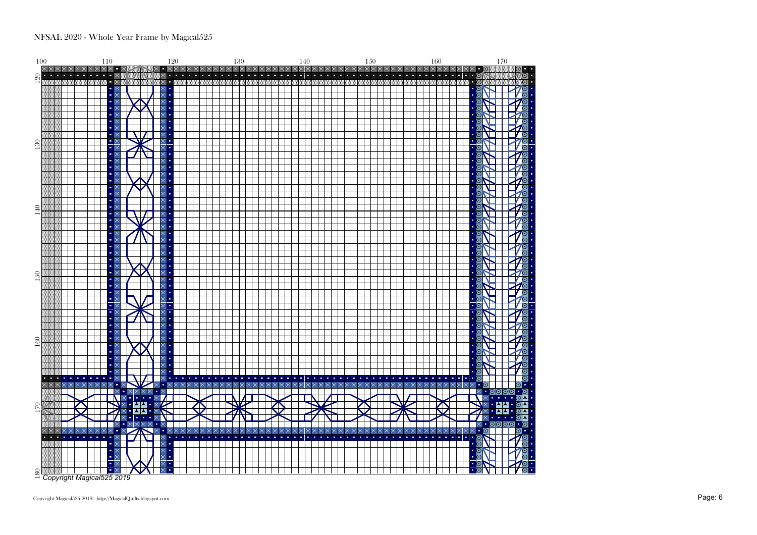NFSAL 2020 - Whole Year Frame by Magical525

Copyright Magical525 2019

Copyright Magical525 2019 - http://MagicalQuilts.blogspot.com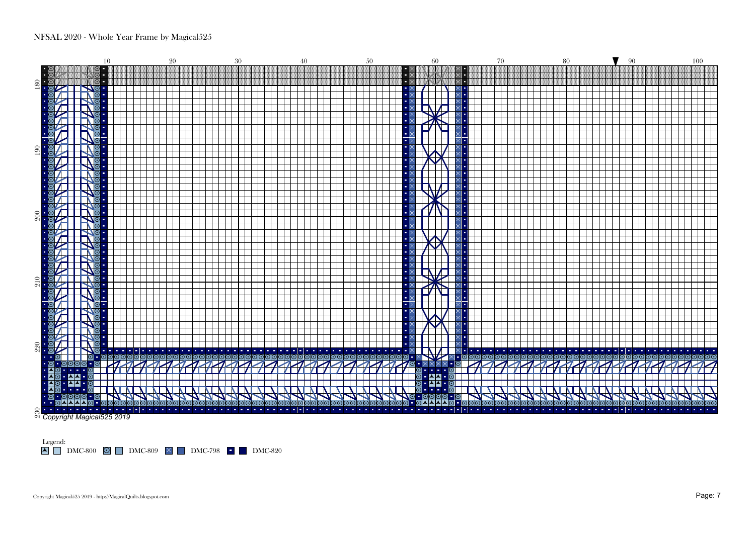NFSAL 2020 - Whole Year Frame by Magical525

*Copyright Magical525 2019*

Legend:

DMC-800 DMC-809 DMC-798 DMC-820

Copyright Magical525 2019 - http://MagicalQuilts.blogspot.com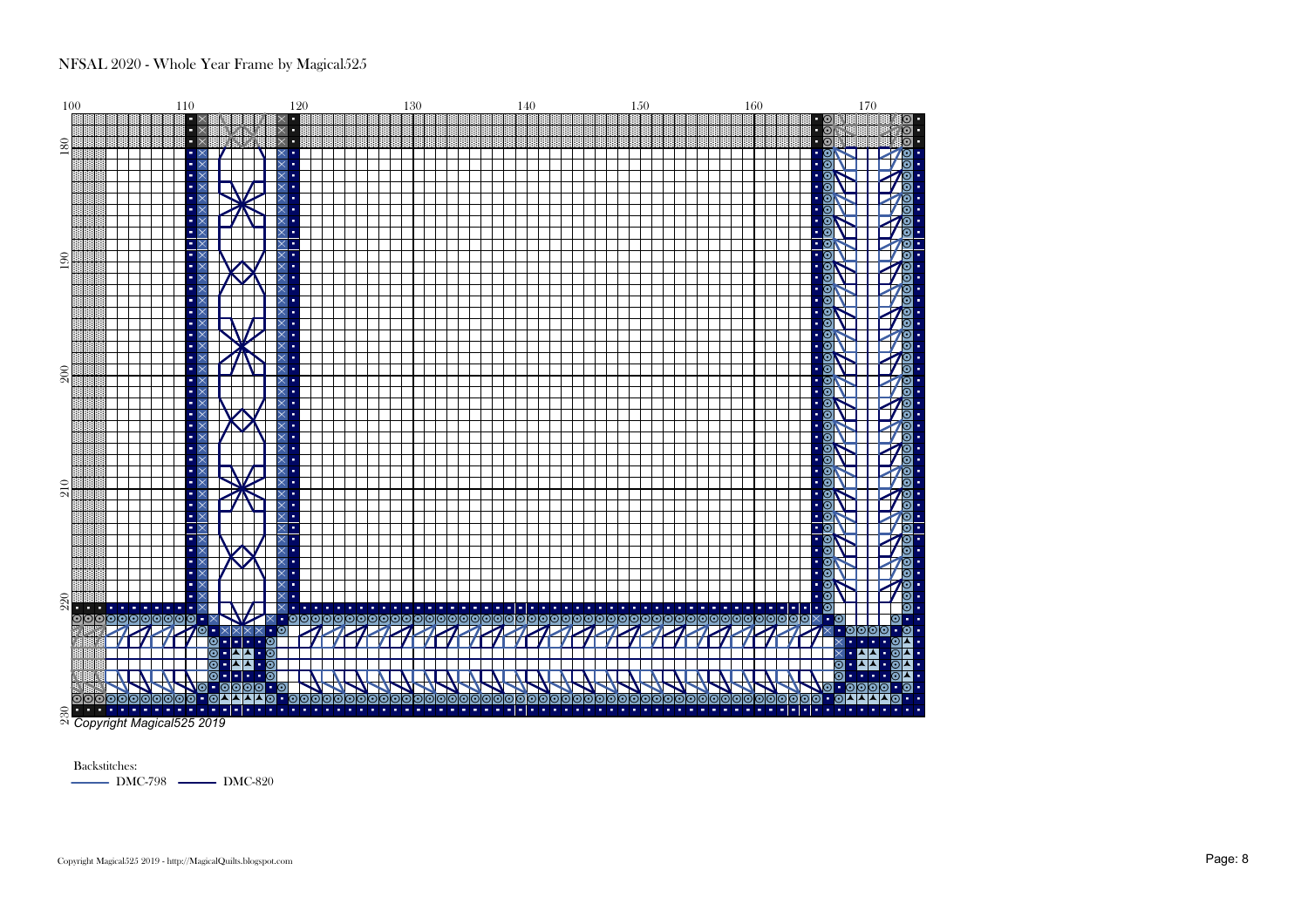NFSAL 2020 - Whole Year Frame by Magical525

100 110 120 130 140 150 160 170

180 190 200 210 220 230

*Copyright Magical525 2019*

Backstitches:

DMC-798 DMC-820

Copyright Magical525 2019 - http://MagicalQuilts.blogspot.com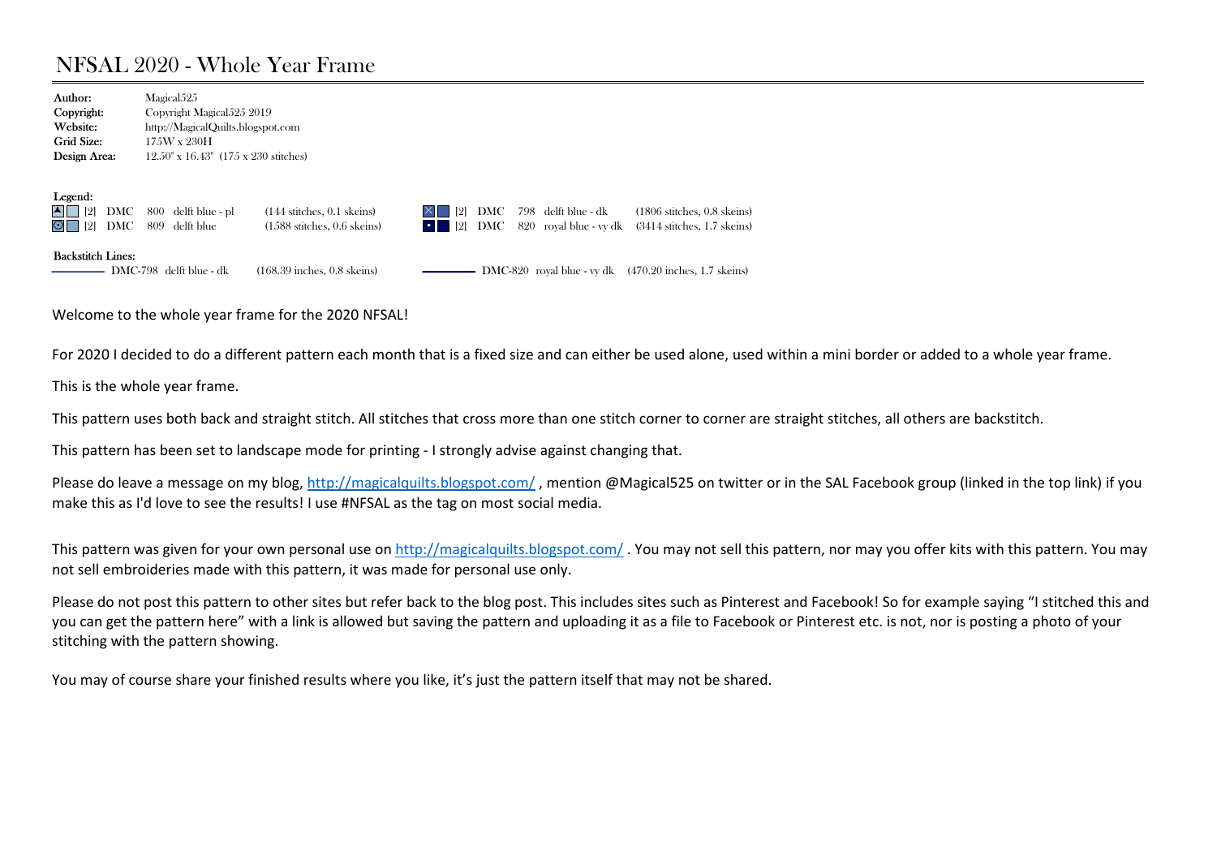# NFSAL 2020 - Whole Year Frame

**Author:** Magical525
**Copyright:** Copyright Magical525 2019
**Website:** http://MagicalQuilts.blogspot.com
**Grid Size:** 175W x 230H
**Design Area:** 12.50" x 16.43" (175 x 230 stitches)

**Legend:**

| | | | | | | | | | |
|---|---|---|---|---|---|---|---|---|---|
| [2] | DMC | 800 | delft blue - pl | (144 stitches, 0.1 skeins) | [2] | DMC | 798 | delft blue - dk | (1806 stitches, 0.8 skeins) |
| [2] | DMC | 809 | delft blue | (1588 stitches, 0.6 skeins) | [2] | DMC | 820 | royal blue - vy dk | (3414 stitches, 1.7 skeins) |

**Backstitch Lines:**

| | | | |
|---|---|---|---|
| DMC-798 delft blue - dk | (168.39 inches, 0.8 skeins) | DMC-820 royal blue - vy dk | (470.20 inches, 1.7 skeins) |

Welcome to the whole year frame for the 2020 NFSAL!

For 2020 I decided to do a different pattern each month that is a fixed size and can either be used alone, used within a mini border or added to a whole year frame.

This is the whole year frame.

This pattern uses both back and straight stitch. All stitches that cross more than one stitch corner to corner are straight stitches, all others are backstitch.

This pattern has been set to landscape mode for printing - I strongly advise against changing that.

Please do leave a message on my blog, http://magicalquilts.blogspot.com/ , mention @Magical525 on twitter or in the SAL Facebook group (linked in the top link) if you make this as I'd love to see the results! I use #NFSAL as the tag on most social media.

This pattern was given for your own personal use on http://magicalquilts.blogspot.com/ . You may not sell this pattern, nor may you offer kits with this pattern. You may not sell embroideries made with this pattern, it was made for personal use only.

Please do not post this pattern to other sites but refer back to the blog post. This includes sites such as Pinterest and Facebook! So for example saying "I stitched this and you can get the pattern here" with a link is allowed but saving the pattern and uploading it as a file to Facebook or Pinterest etc. is not, nor is posting a photo of your stitching with the pattern showing.

You may of course share your finished results where you like, it's just the pattern itself that may not be shared.